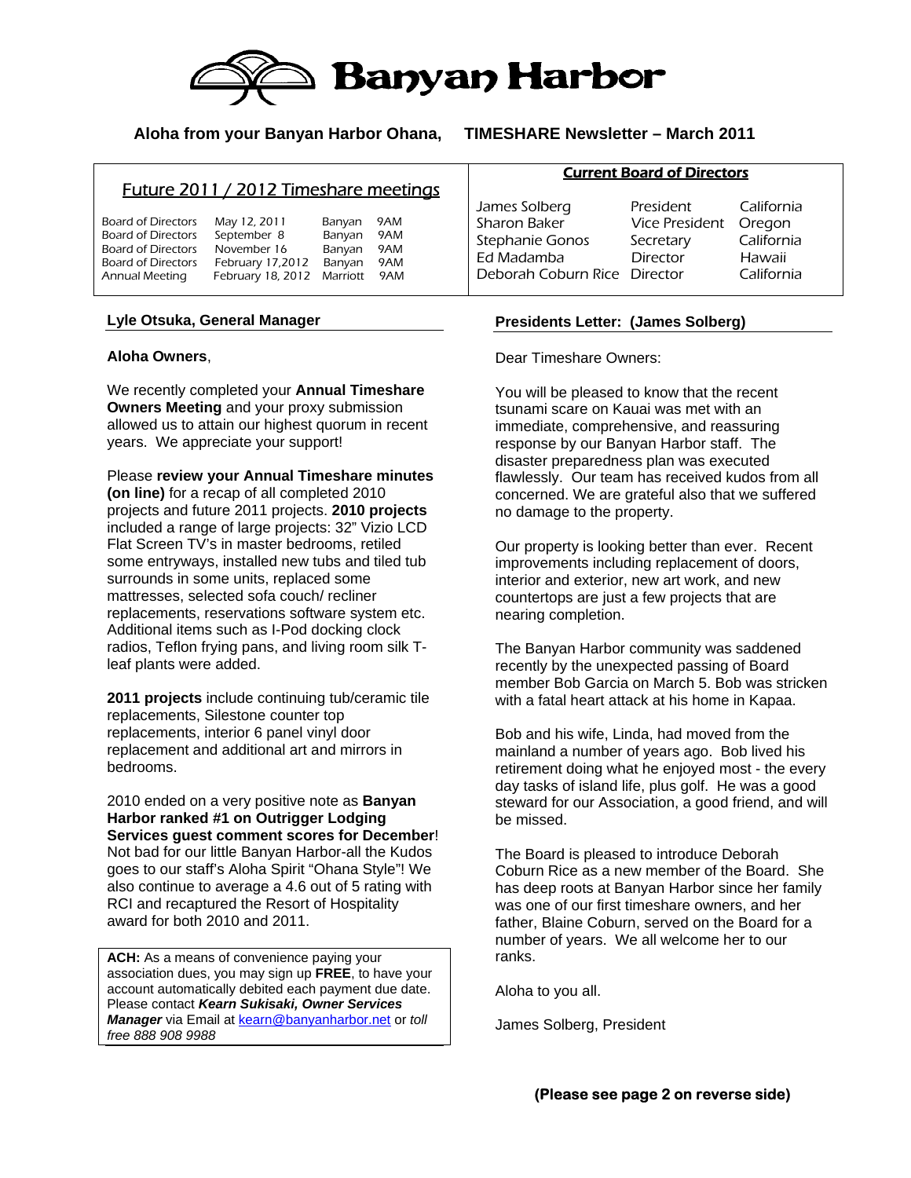# Banyan Harbor

**Aloha from your Banyan Harbor Ohana, TIMESHARE Newsletter – March 2011**

## Future 2011 / 2012 Timeshare meetings

| | | | |
|---|---|---|---|
| Board of Directors | May 12, 2011 | Banyan | 9AM |
| Board of Directors | September 8 | Banyan | 9AM |
| Board of Directors | November 16 | Banyan | 9AM |
| Board of Directors | February 17,2012 | Banyan | 9AM |
| Annual Meeting | February 18, 2012 | Marriott | 9AM |

## Current Board of Directors

| | | |
|---|---|---|
| James Solberg | President | California |
| Sharon Baker | Vice President | Oregon |
| Stephanie Gonos | Secretary | California |
| Ed Madamba | Director | Hawaii |
| Deborah Coburn Rice | Director | California |

### Lyle Otsuka, General Manager

**Aloha Owners**,

We recently completed your **Annual Timeshare Owners Meeting** and your proxy submission allowed us to attain our highest quorum in recent years. We appreciate your support!

Please **review your Annual Timeshare minutes (on line)** for a recap of all completed 2010 projects and future 2011 projects. **2010 projects** included a range of large projects: 32" Vizio LCD Flat Screen TV's in master bedrooms, retiled some entryways, installed new tubs and tiled tub surrounds in some units, replaced some mattresses, selected sofa couch/ recliner replacements, reservations software system etc. Additional items such as I-Pod docking clock radios, Teflon frying pans, and living room silk T-leaf plants were added.

**2011 projects** include continuing tub/ceramic tile replacements, Silestone counter top replacements, interior 6 panel vinyl door replacement and additional art and mirrors in bedrooms.

2010 ended on a very positive note as **Banyan Harbor ranked #1 on Outrigger Lodging Services guest comment scores for December**! Not bad for our little Banyan Harbor-all the Kudos goes to our staff's Aloha Spirit "Ohana Style"! We also continue to average a 4.6 out of 5 rating with RCI and recaptured the Resort of Hospitality award for both 2010 and 2011.

**ACH:** As a means of convenience paying your association dues, you may sign up **FREE**, to have your account automatically debited each payment due date. Please contact ***Kearn Sukisaki, Owner Services Manager*** via Email at kearn@banyanharbor.net or *toll free 888 908 9988*

### Presidents Letter: (James Solberg)

Dear Timeshare Owners:

You will be pleased to know that the recent tsunami scare on Kauai was met with an immediate, comprehensive, and reassuring response by our Banyan Harbor staff. The disaster preparedness plan was executed flawlessly. Our team has received kudos from all concerned. We are grateful also that we suffered no damage to the property.

Our property is looking better than ever. Recent improvements including replacement of doors, interior and exterior, new art work, and new countertops are just a few projects that are nearing completion.

The Banyan Harbor community was saddened recently by the unexpected passing of Board member Bob Garcia on March 5. Bob was stricken with a fatal heart attack at his home in Kapaa.

Bob and his wife, Linda, had moved from the mainland a number of years ago. Bob lived his retirement doing what he enjoyed most - the every day tasks of island life, plus golf. He was a good steward for our Association, a good friend, and will be missed.

The Board is pleased to introduce Deborah Coburn Rice as a new member of the Board. She has deep roots at Banyan Harbor since her family was one of our first timeshare owners, and her father, Blaine Coburn, served on the Board for a number of years. We all welcome her to our ranks.

Aloha to you all.

James Solberg, President

**(Please see page 2 on reverse side)**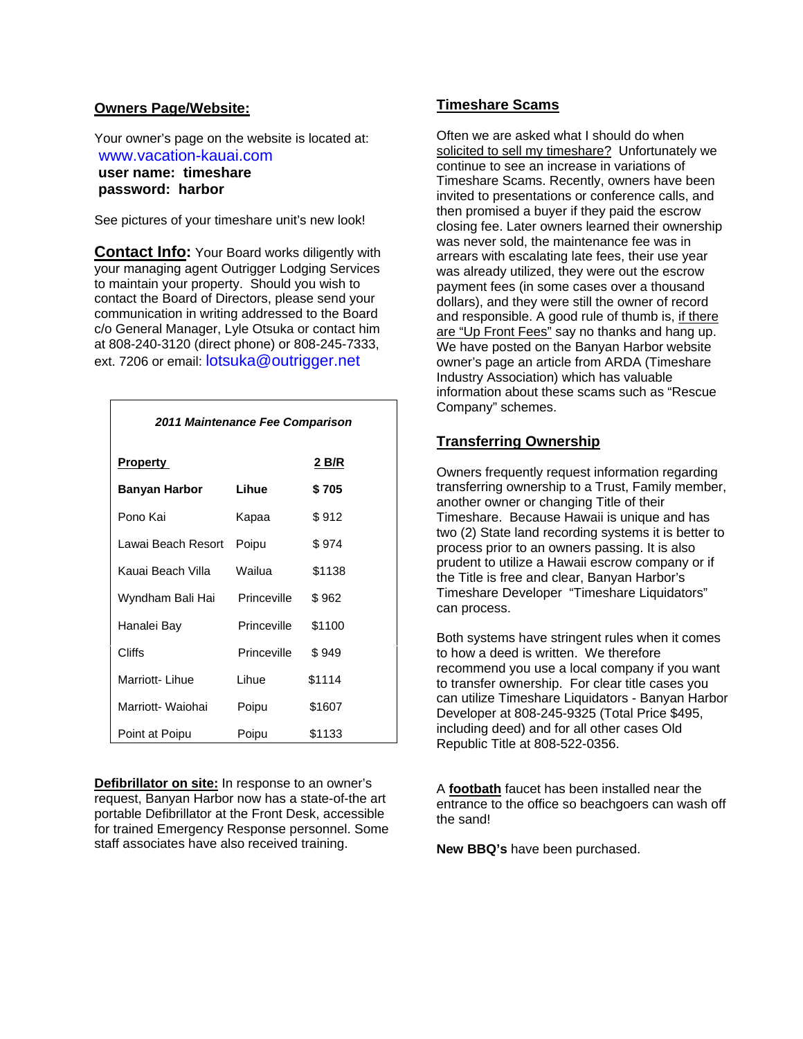## Owners Page/Website:

Your owner's page on the website is located at:
www.vacation-kauai.com
**user name: timeshare**
**password: harbor**

See pictures of your timeshare unit's new look!

**Contact Info:** Your Board works diligently with your managing agent Outrigger Lodging Services to maintain your property. Should you wish to contact the Board of Directors, please send your communication in writing addressed to the Board c/o General Manager, Lyle Otsuka or contact him at 808-240-3120 (direct phone) or 808-245-7333, ext. 7206 or email: lotsuka@outrigger.net

***2011 Maintenance Fee Comparison***

| Property | | 2 B/R |
|---|---|---|
| **Banyan Harbor** | **Lihue** | **$ 705** |
| Pono Kai | Kapaa | $ 912 |
| Lawai Beach Resort | Poipu | $ 974 |
| Kauai Beach Villa | Wailua | $1138 |
| Wyndham Bali Hai | Princeville | $ 962 |
| Hanalei Bay | Princeville | $1100 |
| Cliffs | Princeville | $ 949 |
| Marriott- Lihue | Lihue | $1114 |
| Marriott- Waiohai | Poipu | $1607 |
| Point at Poipu | Poipu | $1133 |

**Defibrillator on site:** In response to an owner's request, Banyan Harbor now has a state-of-the art portable Defibrillator at the Front Desk, accessible for trained Emergency Response personnel. Some staff associates have also received training.

## Timeshare Scams

Often we are asked what I should do when solicited to sell my timeshare? Unfortunately we continue to see an increase in variations of Timeshare Scams. Recently, owners have been invited to presentations or conference calls, and then promised a buyer if they paid the escrow closing fee. Later owners learned their ownership was never sold, the maintenance fee was in arrears with escalating late fees, their use year was already utilized, they were out the escrow payment fees (in some cases over a thousand dollars), and they were still the owner of record and responsible. A good rule of thumb is, if there are "Up Front Fees" say no thanks and hang up. We have posted on the Banyan Harbor website owner's page an article from ARDA (Timeshare Industry Association) which has valuable information about these scams such as "Rescue Company" schemes.

## Transferring Ownership

Owners frequently request information regarding transferring ownership to a Trust, Family member, another owner or changing Title of their Timeshare. Because Hawaii is unique and has two (2) State land recording systems it is better to process prior to an owners passing. It is also prudent to utilize a Hawaii escrow company or if the Title is free and clear, Banyan Harbor's Timeshare Developer "Timeshare Liquidators" can process.

Both systems have stringent rules when it comes to how a deed is written. We therefore recommend you use a local company if you want to transfer ownership. For clear title cases you can utilize Timeshare Liquidators - Banyan Harbor Developer at 808-245-9325 (Total Price $495, including deed) and for all other cases Old Republic Title at 808-522-0356.

A **footbath** faucet has been installed near the entrance to the office so beachgoers can wash off the sand!

**New BBQ's** have been purchased.